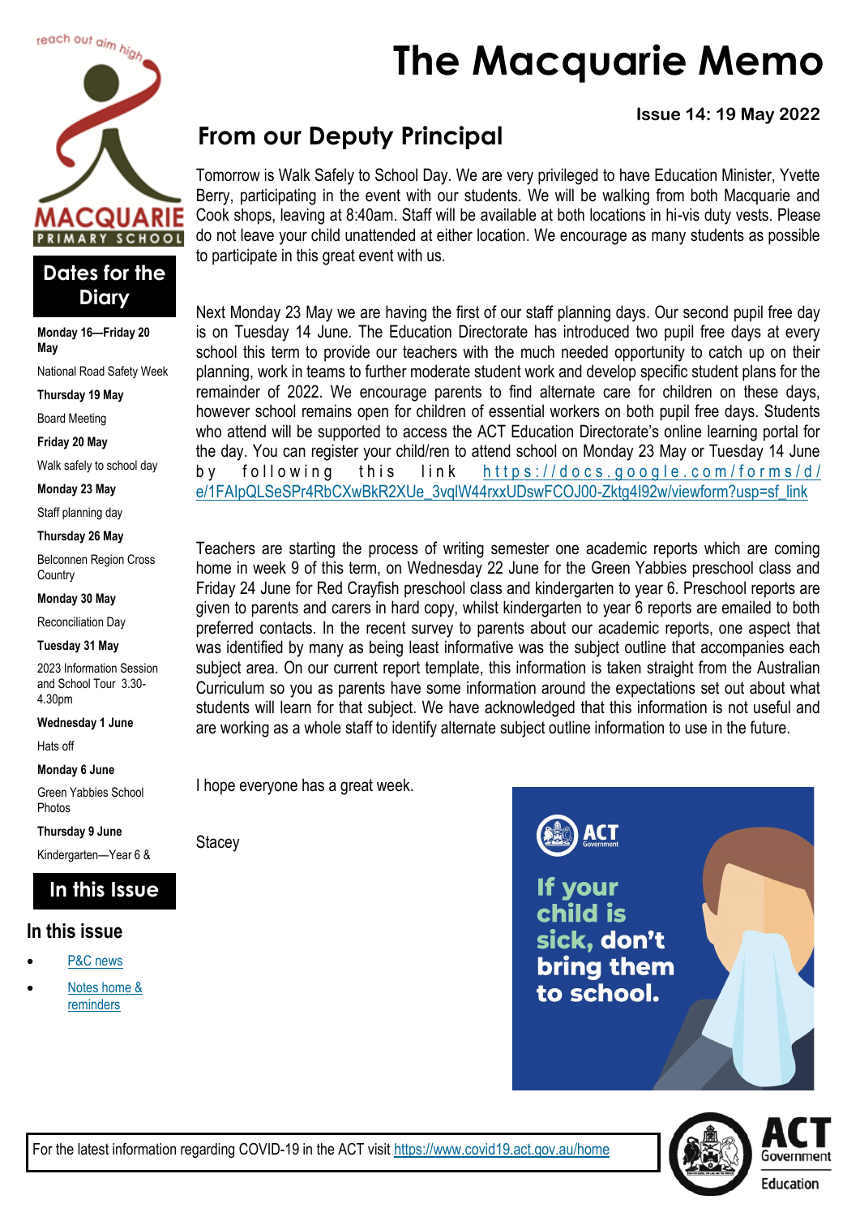# The Macquarie Memo

**Issue 14: 19 May 2022**

reach out aim high

MACQUARIE PRIMARY SCHOOL

## From our Deputy Principal

Tomorrow is Walk Safely to School Day. We are very privileged to have Education Minister, Yvette Berry, participating in the event with our students. We will be walking from both Macquarie and Cook shops, leaving at 8:40am. Staff will be available at both locations in hi-vis duty vests. Please do not leave your child unattended at either location. We encourage as many students as possible to participate in this great event with us.

Next Monday 23 May we are having the first of our staff planning days. Our second pupil free day is on Tuesday 14 June. The Education Directorate has introduced two pupil free days at every school this term to provide our teachers with the much needed opportunity to catch up on their planning, work in teams to further moderate student work and develop specific student plans for the remainder of 2022. We encourage parents to find alternate care for children on these days, however school remains open for children of essential workers on both pupil free days. Students who attend will be supported to access the ACT Education Directorate's online learning portal for the day. You can register your child/ren to attend school on Monday 23 May or Tuesday 14 June by following this link https://docs.google.com/forms/d/e/1FAIpQLSeSPr4RbCXwBkR2XUe_3vqlW44rxxUDswFCOJ00-Zktg4I92w/viewform?usp=sf_link

Teachers are starting the process of writing semester one academic reports which are coming home in week 9 of this term, on Wednesday 22 June for the Green Yabbies preschool class and Friday 24 June for Red Crayfish preschool class and kindergarten to year 6. Preschool reports are given to parents and carers in hard copy, whilst kindergarten to year 6 reports are emailed to both preferred contacts. In the recent survey to parents about our academic reports, one aspect that was identified by many as being least informative was the subject outline that accompanies each subject area. On our current report template, this information is taken straight from the Australian Curriculum so you as parents have some information around the expectations set out about what students will learn for that subject. We have acknowledged that this information is not useful and are working as a whole staff to identify alternate subject outline information to use in the future.

I hope everyone has a great week.

Stacey

ACT Government

**If your child is sick, don't bring them to school.**

## Dates for the Diary

**Monday 16—Friday 20 May**

National Road Safety Week

**Thursday 19 May**

Board Meeting

**Friday 20 May**

Walk safely to school day

**Monday 23 May**

Staff planning day

**Thursday 26 May**

Belconnen Region Cross Country

**Monday 30 May**

Reconciliation Day

**Tuesday 31 May**

2023 Information Session and School Tour 3.30-4.30pm

**Wednesday 1 June**

Hats off

**Monday 6 June**

Green Yabbies School Photos

**Thursday 9 June**

Kindergarten—Year 6 &

## In this Issue

### In this issue

- P&C news
- Notes home & reminders

For the latest information regarding COVID-19 in the ACT visit https://www.covid19.act.gov.au/home

ACT Government Education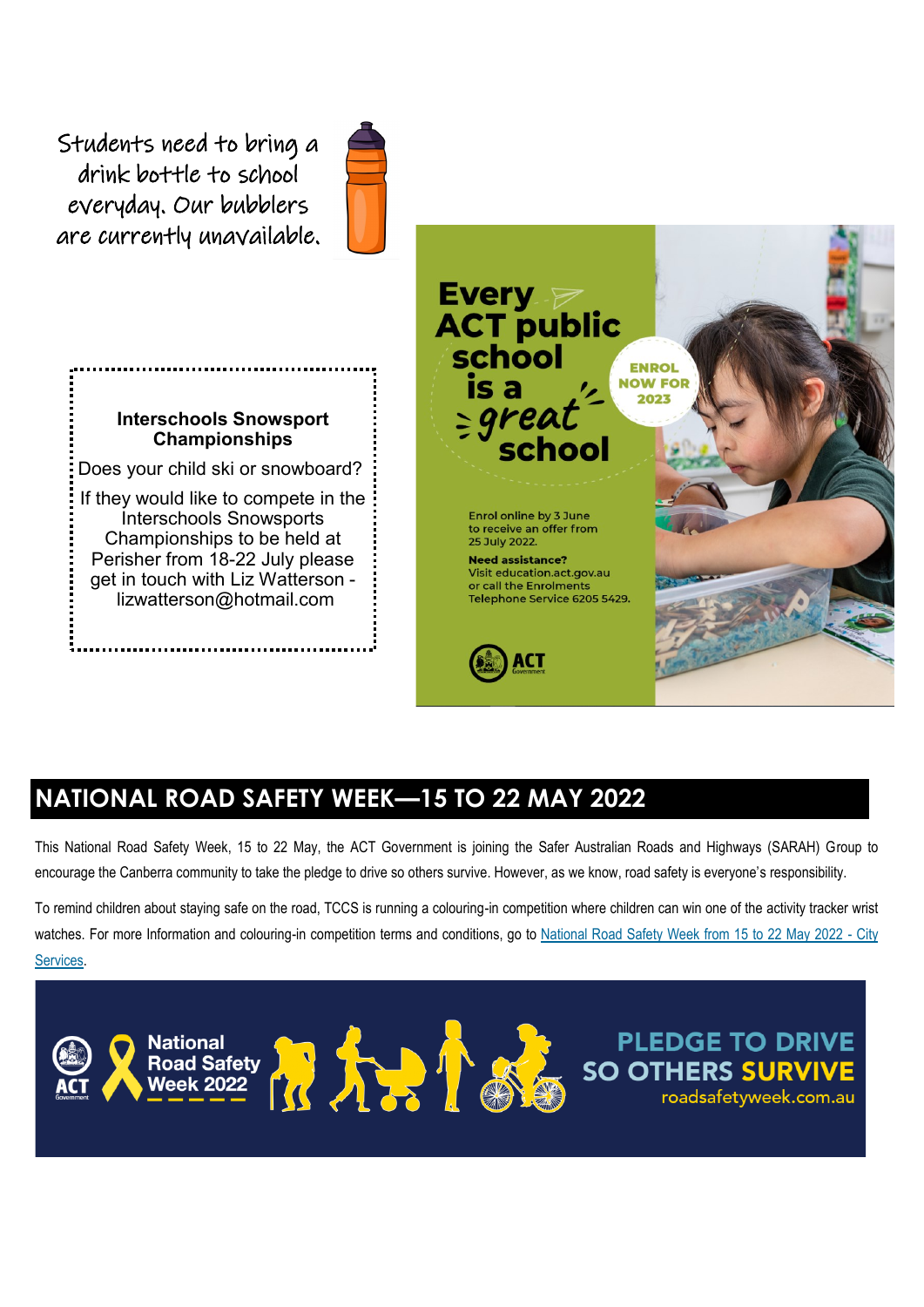Students need to bring a drink bottle to school everyday. Our bubblers are currently unavailable.

**Interschools Snowsport Championships**

Does your child ski or snowboard?

If they would like to compete in the Interschools Snowsports Championships to be held at Perisher from 18-22 July please get in touch with Liz Watterson - lizwatterson@hotmail.com

**Every ACT public school is a *great* school**

ENROL NOW FOR 2023

Enrol online by 3 June to receive an offer from 25 July 2022.

**Need assistance?**
Visit education.act.gov.au or call the Enrolments Telephone Service 6205 5429.

ACT Government

## NATIONAL ROAD SAFETY WEEK—15 TO 22 MAY 2022

This National Road Safety Week, 15 to 22 May, the ACT Government is joining the Safer Australian Roads and Highways (SARAH) Group to encourage the Canberra community to take the pledge to drive so others survive. However, as we know, road safety is everyone's responsibility.

To remind children about staying safe on the road, TCCS is running a colouring-in competition where children can win one of the activity tracker wrist watches. For more Information and colouring-in competition terms and conditions, go to National Road Safety Week from 15 to 22 May 2022 - City Services.

National Road Safety Week 2022

PLEDGE TO DRIVE SO OTHERS SURVIVE
roadsafetyweek.com.au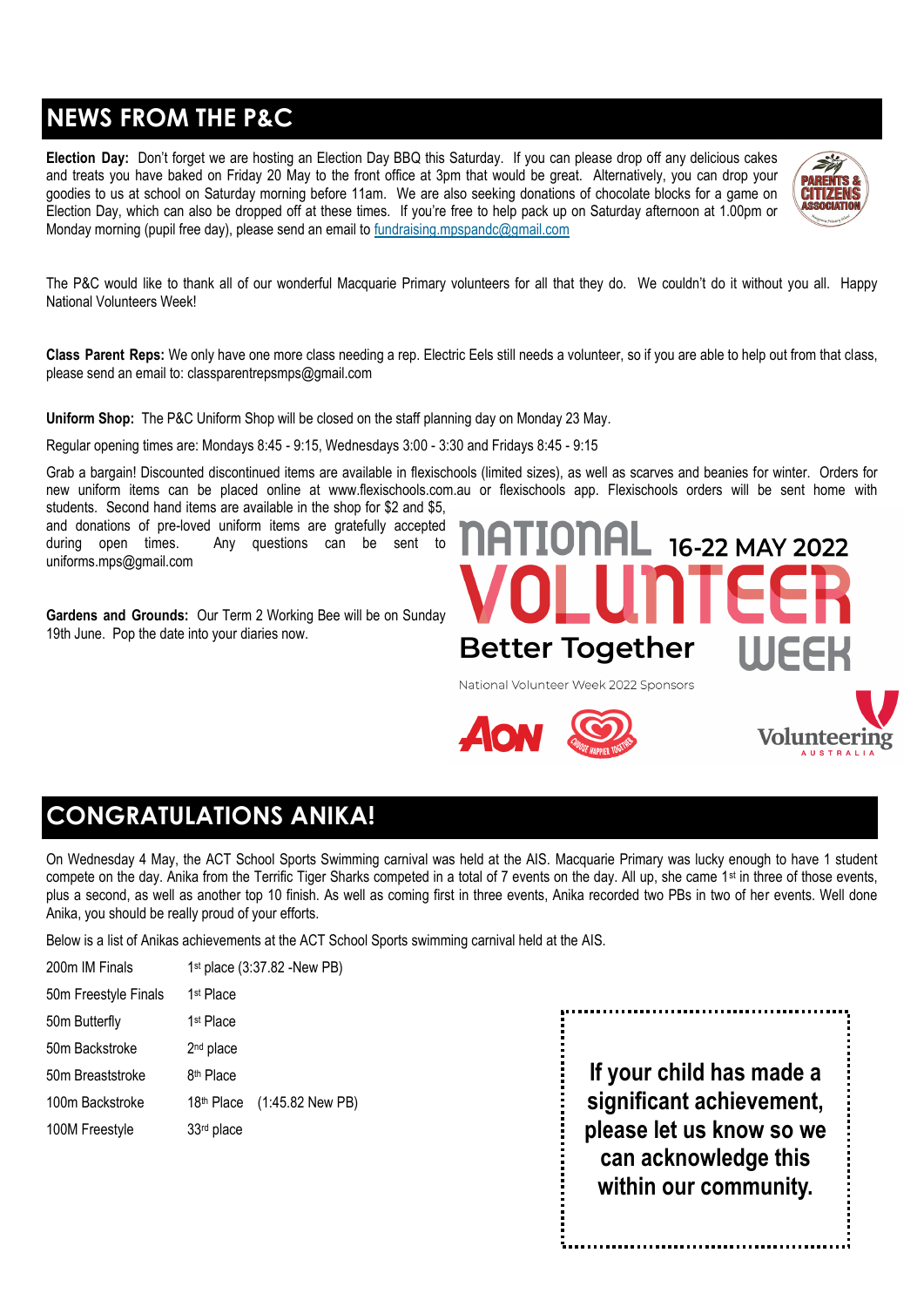## NEWS FROM THE P&C

**Election Day:** Don't forget we are hosting an Election Day BBQ this Saturday. If you can please drop off any delicious cakes and treats you have baked on Friday 20 May to the front office at 3pm that would be great. Alternatively, you can drop your goodies to us at school on Saturday morning before 11am. We are also seeking donations of chocolate blocks for a game on Election Day, which can also be dropped off at these times. If you're free to help pack up on Saturday afternoon at 1.00pm or Monday morning (pupil free day), please send an email to fundraising.mpspandc@gmail.com

The P&C would like to thank all of our wonderful Macquarie Primary volunteers for all that they do. We couldn't do it without you all. Happy National Volunteers Week!

**Class Parent Reps:** We only have one more class needing a rep. Electric Eels still needs a volunteer, so if you are able to help out from that class, please send an email to: classparentrepsmps@gmail.com

**Uniform Shop:** The P&C Uniform Shop will be closed on the staff planning day on Monday 23 May.

Regular opening times are: Mondays 8:45 - 9:15, Wednesdays 3:00 - 3:30 and Fridays 8:45 - 9:15

Grab a bargain! Discounted discontinued items are available in flexischools (limited sizes), as well as scarves and beanies for winter. Orders for new uniform items can be placed online at www.flexischools.com.au or flexischools app. Flexischools orders will be sent home with students. Second hand items are available in the shop for $2 and $5, and donations of pre-loved uniform items are gratefully accepted during open times. Any questions can be sent to uniforms.mps@gmail.com

**Gardens and Grounds:** Our Term 2 Working Bee will be on Sunday 19th June. Pop the date into your diaries now.

NATIONAL VOLUNTEER WEEK 16-22 MAY 2022
Better Together

National Volunteer Week 2022 Sponsors

## CONGRATULATIONS ANIKA!

On Wednesday 4 May, the ACT School Sports Swimming carnival was held at the AIS. Macquarie Primary was lucky enough to have 1 student compete on the day. Anika from the Terrific Tiger Sharks competed in a total of 7 events on the day. All up, she came 1st in three of those events, plus a second, as well as another top 10 finish. As well as coming first in three events, Anika recorded two PBs in two of her events. Well done Anika, you should be really proud of your efforts.

Below is a list of Anikas achievements at the ACT School Sports swimming carnival held at the AIS.

| | |
|---|---|
| 200m IM Finals | 1st place (3:37.82 -New PB) |
| 50m Freestyle Finals | 1st Place |
| 50m Butterfly | 1st Place |
| 50m Backstroke | 2nd place |
| 50m Breaststroke | 8th Place |
| 100m Backstroke | 18th Place (1:45.82 New PB) |
| 100M Freestyle | 33rd place |

**If your child has made a significant achievement, please let us know so we can acknowledge this within our community.**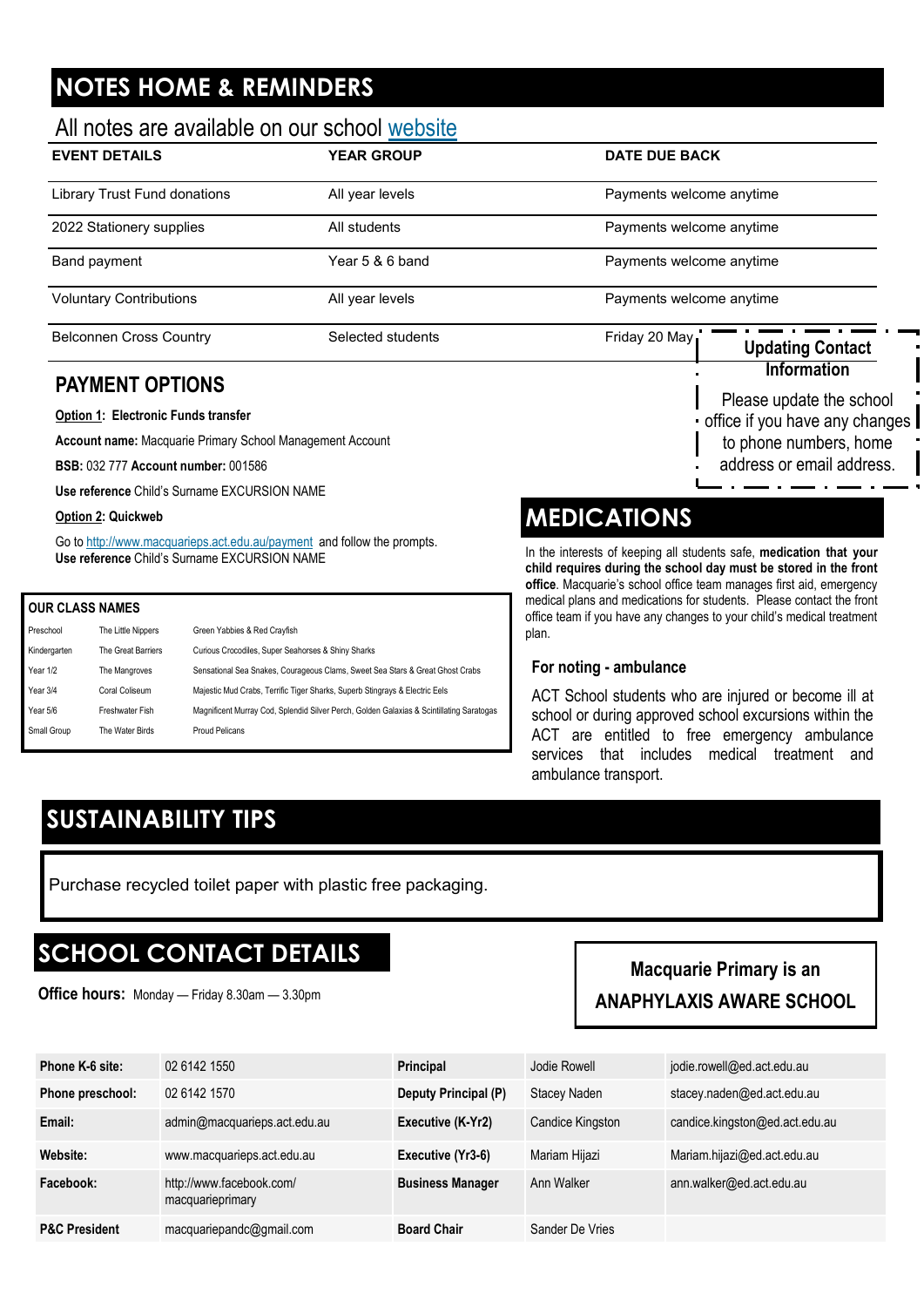# NOTES HOME & REMINDERS

All notes are available on our school website

| EVENT DETAILS | YEAR GROUP | DATE DUE BACK |
| --- | --- | --- |
| Library Trust Fund donations | All year levels | Payments welcome anytime |
| 2022 Stationery supplies | All students | Payments welcome anytime |
| Band payment | Year 5 & 6 band | Payments welcome anytime |
| Voluntary Contributions | All year levels | Payments welcome anytime |
| Belconnen Cross Country | Selected students | Friday 20 May |

## PAYMENT OPTIONS

**Option 1: Electronic Funds transfer**

**Account name:** Macquarie Primary School Management Account

**BSB:** 032 777 **Account number:** 001586

**Use reference** Child's Surname EXCURSION NAME

**Option 2: Quickweb**

Go to http://www.macquarieps.act.edu.au/payment and follow the prompts.
**Use reference** Child's Surname EXCURSION NAME

### Updating Contact Information

Please update the school office if you have any changes to phone numbers, home address or email address.

**OUR CLASS NAMES**

| | | |
| --- | --- | --- |
| Preschool | The Little Nippers | Green Yabbies & Red Crayfish |
| Kindergarten | The Great Barriers | Curious Crocodiles, Super Seahorses & Shiny Sharks |
| Year 1/2 | The Mangroves | Sensational Sea Snakes, Courageous Clams, Sweet Sea Stars & Great Ghost Crabs |
| Year 3/4 | Coral Coliseum | Majestic Mud Crabs, Terrific Tiger Sharks, Superb Stingrays & Electric Eels |
| Year 5/6 | Freshwater Fish | Magnificent Murray Cod, Splendid Silver Perch, Golden Galaxias & Scintillating Saratogas |
| Small Group | The Water Birds | Proud Pelicans |

# MEDICATIONS

In the interests of keeping all students safe, **medication that your child requires during the school day must be stored in the front office**. Macquarie's school office team manages first aid, emergency medical plans and medications for students. Please contact the front office team if you have any changes to your child's medical treatment plan.

### For noting - ambulance

ACT School students who are injured or become ill at school or during approved school excursions within the ACT are entitled to free emergency ambulance services that includes medical treatment and ambulance transport.

# SUSTAINABILITY TIPS

Purchase recycled toilet paper with plastic free packaging.

# SCHOOL CONTACT DETAILS

**Office hours:** Monday — Friday 8.30am — 3.30pm

**Macquarie Primary is an ANAPHYLAXIS AWARE SCHOOL**

| | | | | |
| --- | --- | --- | --- | --- |
| **Phone K-6 site:** | 02 6142 1550 | **Principal** | Jodie Rowell | jodie.rowell@ed.act.edu.au |
| **Phone preschool:** | 02 6142 1570 | **Deputy Principal (P)** | Stacey Naden | stacey.naden@ed.act.edu.au |
| **Email:** | admin@macquarieps.act.edu.au | **Executive (K-Yr2)** | Candice Kingston | candice.kingston@ed.act.edu.au |
| **Website:** | www.macquarieps.act.edu.au | **Executive (Yr3-6)** | Mariam Hijazi | Mariam.hijazi@ed.act.edu.au |
| **Facebook:** | http://www.facebook.com/macquarieprimary | **Business Manager** | Ann Walker | ann.walker@ed.act.edu.au |
| **P&C President** | macquariepandc@gmail.com | **Board Chair** | Sander De Vries | |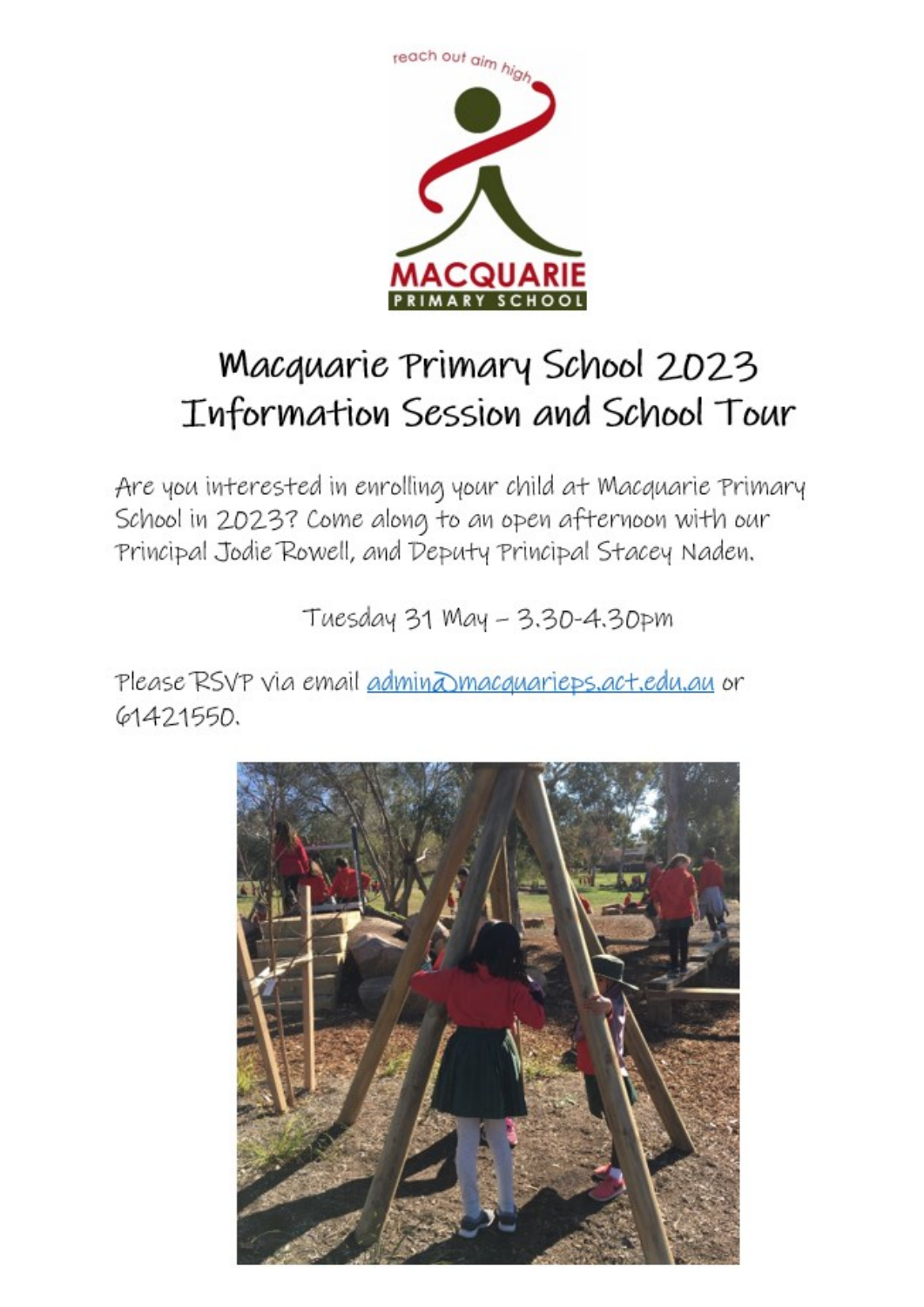reach out aim high

MACQUARIE
PRIMARY SCHOOL

# Macquarie Primary School 2023 Information Session and School Tour

Are you interested in enrolling your child at Macquarie Primary School in 2023? Come along to an open afternoon with our Principal Jodie Rowell, and Deputy Principal Stacey Naden.

Tuesday 31 May – 3.30-4.30pm

Please RSVP via email admin@macquarieps.act.edu.au or 61421550.